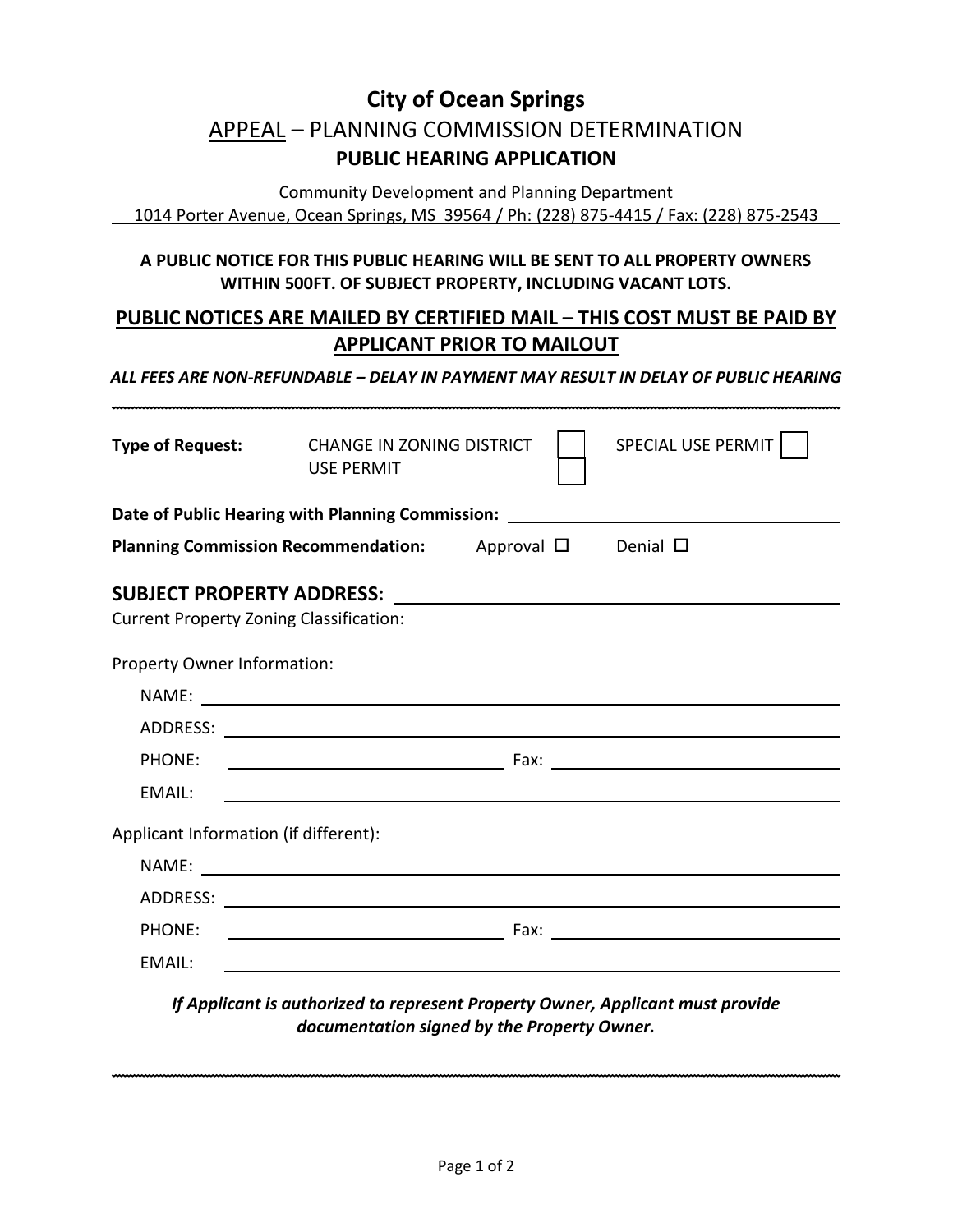# City of Ocean Springs

## APPEAL – PLANNING COMMISSION DETERMINATION

### PUBLIC HEARING APPLICATION

Community Development and Planning Department
1014 Porter Avenue, Ocean Springs, MS 39564 / Ph: (228) 875-4415 / Fax: (228) 875-2543

**A PUBLIC NOTICE FOR THIS PUBLIC HEARING WILL BE SENT TO ALL PROPERTY OWNERS WITHIN 500FT. OF SUBJECT PROPERTY, INCLUDING VACANT LOTS.**

**PUBLIC NOTICES ARE MAILED BY CERTIFIED MAIL – THIS COST MUST BE PAID BY APPLICANT PRIOR TO MAILOUT**

***ALL FEES ARE NON-REFUNDABLE – DELAY IN PAYMENT MAY RESULT IN DELAY OF PUBLIC HEARING***

---

**Type of Request:** CHANGE IN ZONING DISTRICT ☐ SPECIAL USE PERMIT ☐
USE PERMIT ☐

**Date of Public Hearing with Planning Commission:** ______________________________

**Planning Commission Recommendation:** Approval ☐ Denial ☐

**SUBJECT PROPERTY ADDRESS:** ______________________________

Current Property Zoning Classification: ______________

Property Owner Information:

NAME: ______________________________

ADDRESS: ______________________________

PHONE: ______________________ Fax: ______________________

EMAIL: ______________________________

Applicant Information (if different):

NAME: ______________________________

ADDRESS: ______________________________

PHONE: ______________________ Fax: ______________________

EMAIL: ______________________________

***If Applicant is authorized to represent Property Owner, Applicant must provide documentation signed by the Property Owner.***

---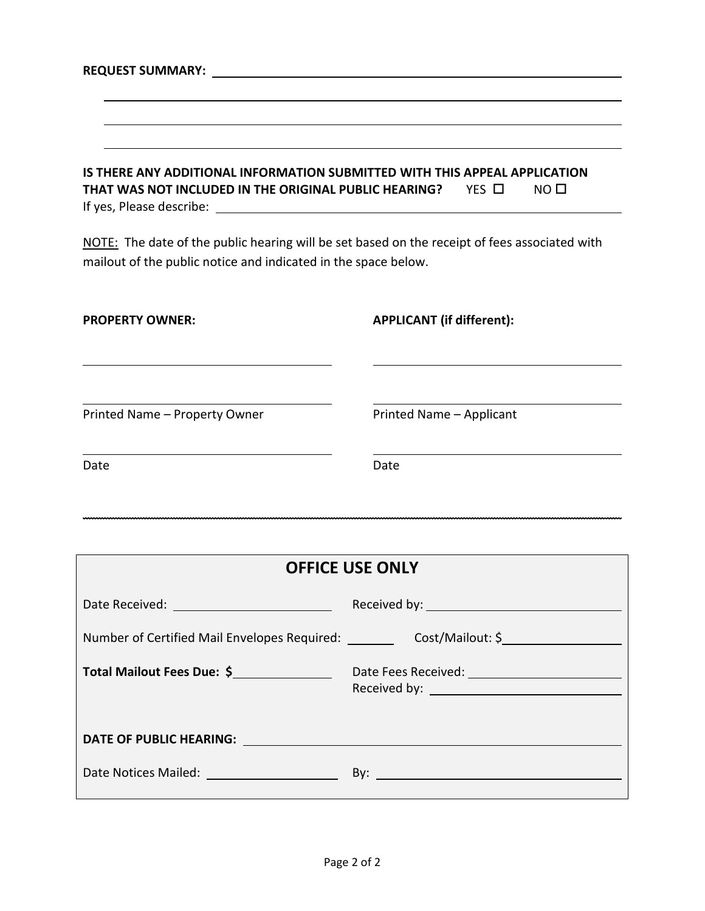**REQUEST SUMMARY:** ______________________________________________

______________________________________________

______________________________________________

______________________________________________

**IS THERE ANY ADDITIONAL INFORMATION SUBMITTED WITH THIS APPEAL APPLICATION THAT WAS NOT INCLUDED IN THE ORIGINAL PUBLIC HEARING?** YES ☐ NO ☐

If yes, Please describe: ______________________________________________

<u>NOTE:</u> The date of the public hearing will be set based on the receipt of fees associated with mailout of the public notice and indicated in the space below.

**PROPERTY OWNER:**

______________________________

______________________________

Printed Name – Property Owner

______________________________

Date

**APPLICANT (if different):**

______________________________

______________________________

Printed Name – Applicant

______________________________

Date

---

## OFFICE USE ONLY

Date Received: ____________________ Received by: ____________________

Number of Certified Mail Envelopes Required: ________ Cost/Mailout: $____________

**Total Mailout Fees Due: $**____________ Date Fees Received: ____________________
Received by: ____________________

**DATE OF PUBLIC HEARING:** ______________________________________________

Date Notices Mailed: ____________________ By: ____________________